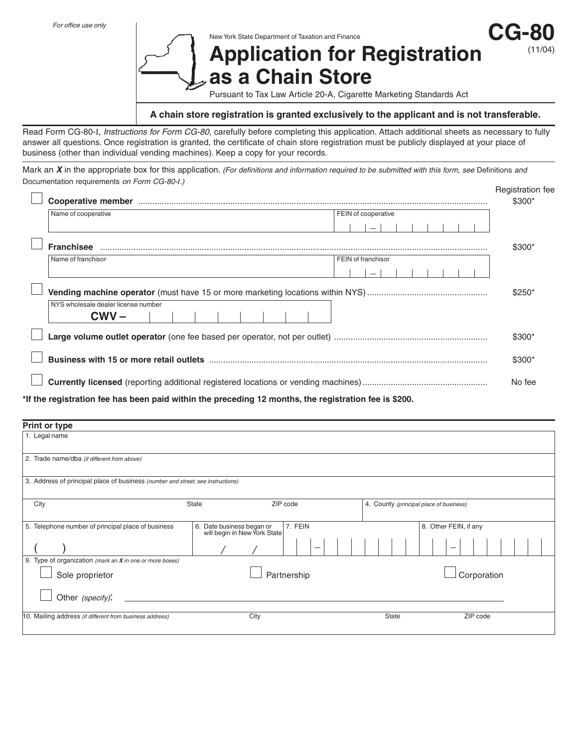For office use only

New York State Department of Taxation and Finance

# Application for Registration as a Chain Store

**CG-80**
(11/04)

Pursuant to Tax Law Article 20-A, Cigarette Marketing Standards Act

**A chain store registration is granted exclusively to the applicant and is not transferable.**

Read Form CG-80-I, *Instructions for Form CG-80,* carefully before completing this application. Attach additional sheets as necessary to fully answer all questions. Once registration is granted, the certificate of chain store registration must be publicly displayed at your place of business (other than individual vending machines). Keep a copy for your records.

Mark an ***X*** in the appropriate box for this application. *(For definitions and information required to be submitted with this form, see* Definitions *and* Documentation requirements *on Form CG-80-I.)*

| | Registration fee |
|---|---|
| ☐ **Cooperative member** .......... | $300* |
| Name of cooperative / FEIN of cooperative | |
| ☐ **Franchisee** .......... | $300* |
| Name of franchisor / FEIN of franchisor | |
| ☐ **Vending machine operator** (must have 15 or more marketing locations within NYS) .......... | $250* |
| NYS wholesale dealer license number **CWV –** | |
| ☐ **Large volume outlet operator** (one fee based per operator, not per outlet) .......... | $300* |
| ☐ **Business with 15 or more retail outlets** .......... | $300* |
| ☐ **Currently licensed** (reporting additional registered locations or vending machines) .......... | No fee |

**\*If the registration fee has been paid within the preceding 12 months, the registration fee is $200.**

**Print or type**

1. Legal name

2. Trade name/dba *(if different from above)*

3. Address of principal place of business *(number and street; see instructions)*

City | State | ZIP code | 4. County *(principal place of business)*

5. Telephone number of principal place of business ( ) | 6. Date business began or will begin in New York State / / | 7. FEIN | 8. Other FEIN, if any

9. Type of organization *(mark an **X** in one or more boxes)*

☐ Sole proprietor ☐ Partnership ☐ Corporation

☐ Other *(specify)*: ____________________

10. Mailing address *(if different from business address)* | City | State | ZIP code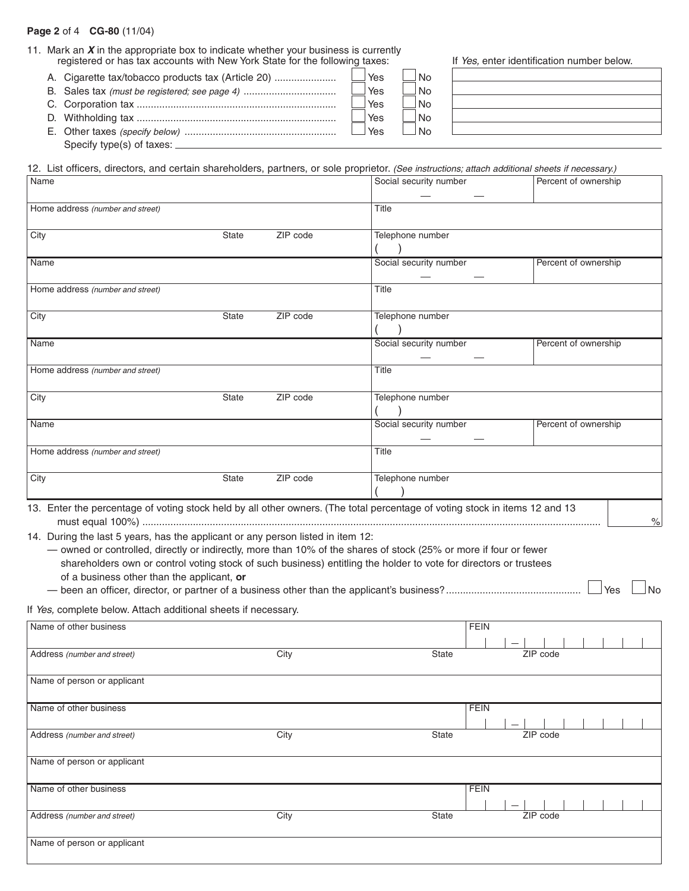11. Mark an ***X*** in the appropriate box to indicate whether your business is currently registered or has tax accounts with New York State for the following taxes:

If *Yes,* enter identification number below.

| | | | |
|---|---|---|---|
| A. Cigarette tax/tobacco products tax (Article 20) | ☐ Yes | ☐ No | |
| B. Sales tax *(must be registered; see page 4)* | ☐ Yes | ☐ No | |
| C. Corporation tax | ☐ Yes | ☐ No | |
| D. Withholding tax | ☐ Yes | ☐ No | |
| E. Other taxes *(specify below)* | ☐ Yes | ☐ No | |

Specify type(s) of taxes: ______________________

12. List officers, directors, and certain shareholders, partners, or sole proprietor. *(See instructions; attach additional sheets if necessary.)*

| Name | | | Social security number | Percent of ownership |
|---|---|---|---|---|
| Home address *(number and street)* | | | Title | |
| City | State | ZIP code | Telephone number ( ) | |
| Name | | | Social security number | Percent of ownership |
| Home address *(number and street)* | | | Title | |
| City | State | ZIP code | Telephone number ( ) | |
| Name | | | Social security number | Percent of ownership |
| Home address *(number and street)* | | | Title | |
| City | State | ZIP code | Telephone number ( ) | |
| Name | | | Social security number | Percent of ownership |
| Home address *(number and street)* | | | Title | |
| City | State | ZIP code | Telephone number ( ) | |

13. Enter the percentage of voting stock held by all other owners. (The total percentage of voting stock in items 12 and 13 must equal 100%) ............ ______ %

14. During the last 5 years, has the applicant or any person listed in item 12:
   - — owned or controlled, directly or indirectly, more than 10% of the shares of stock (25% or more if four or fewer shareholders own or control voting stock of such business) entitling the holder to vote for directors or trustees of a business other than the applicant, **or**
   - — been an officer, director, or partner of a business other than the applicant's business? ............ ☐ Yes ☐ No

If *Yes,* complete below. Attach additional sheets if necessary.

| Name of other business | | | FEIN |
|---|---|---|---|
| Address *(number and street)* | City | State | ZIP code |
| Name of person or applicant | | | |
| Name of other business | | | FEIN |
| Address *(number and street)* | City | State | ZIP code |
| Name of person or applicant | | | |
| Name of other business | | | FEIN |
| Address *(number and street)* | City | State | ZIP code |
| Name of person or applicant | | | |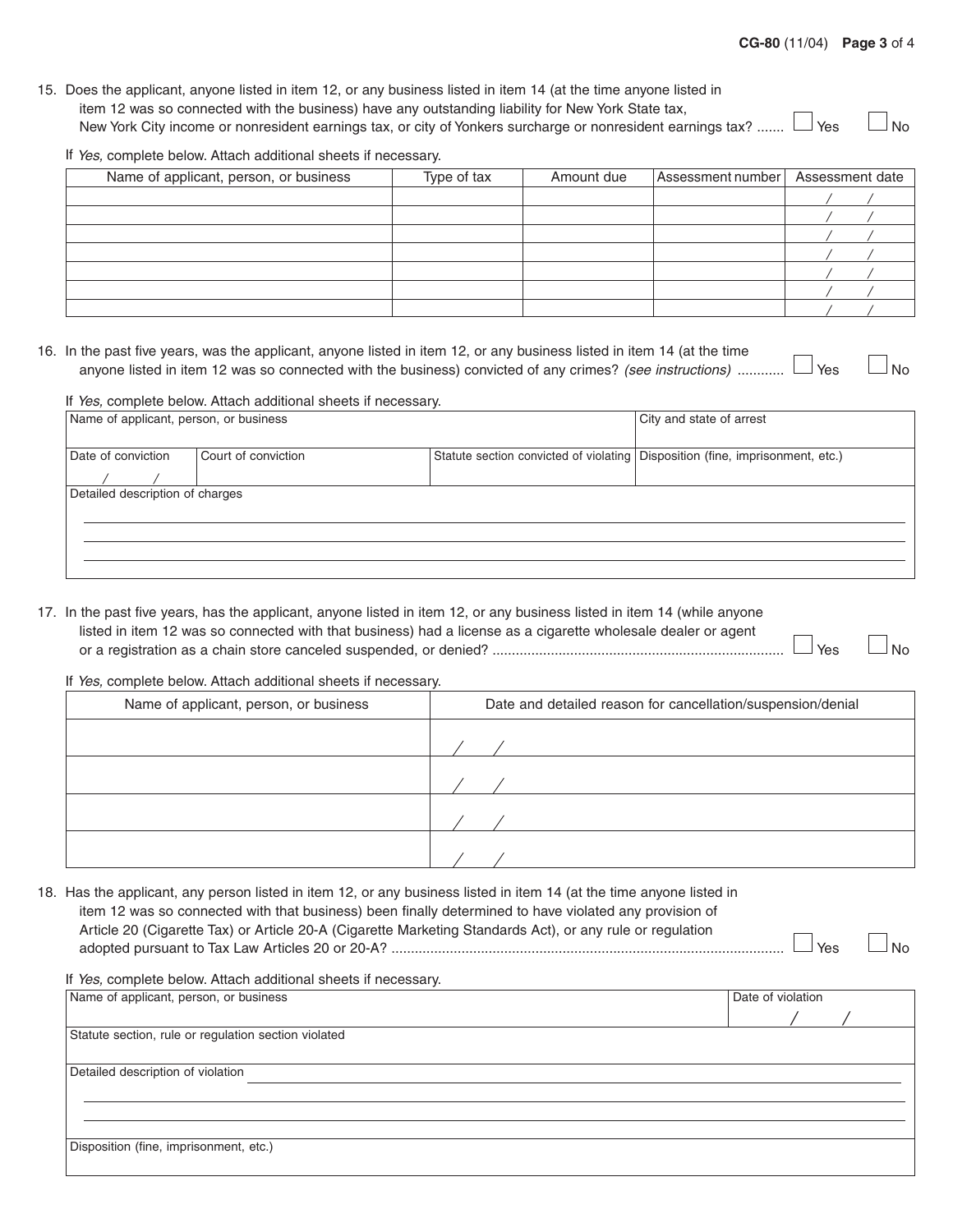15. Does the applicant, anyone listed in item 12, or any business listed in item 14 (at the time anyone listed in item 12 was so connected with the business) have any outstanding liability for New York State tax, New York City income or nonresident earnings tax, or city of Yonkers surcharge or nonresident earnings tax? ....... ☐ Yes ☐ No

If *Yes,* complete below. Attach additional sheets if necessary.

| Name of applicant, person, or business | Type of tax | Amount due | Assessment number | Assessment date |
|---|---|---|---|---|
| | | | | / / |
| | | | | / / |
| | | | | / / |
| | | | | / / |
| | | | | / / |
| | | | | / / |
| | | | | / / |

16. In the past five years, was the applicant, anyone listed in item 12, or any business listed in item 14 (at the time anyone listed in item 12 was so connected with the business) convicted of any crimes? *(see instructions)* ............ ☐ Yes ☐ No

If *Yes,* complete below. Attach additional sheets if necessary.

| | | | |
|---|---|---|---|
| Name of applicant, person, or business | | | City and state of arrest |
| Date of conviction / / | Court of conviction | Statute section convicted of violating | Disposition (fine, imprisonment, etc.) |
| Detailed description of charges | | | |

17. In the past five years, has the applicant, anyone listed in item 12, or any business listed in item 14 (while anyone listed in item 12 was so connected with that business) had a license as a cigarette wholesale dealer or agent or a registration as a chain store canceled suspended, or denied? .......................................................................... ☐ Yes ☐ No

If *Yes,* complete below. Attach additional sheets if necessary.

| Name of applicant, person, or business | Date and detailed reason for cancellation/suspension/denial |
|---|---|
| | / / |
| | / / |
| | / / |
| | / / |

18. Has the applicant, any person listed in item 12, or any business listed in item 14 (at the time anyone listed in item 12 was so connected with that business) been finally determined to have violated any provision of Article 20 (Cigarette Tax) or Article 20-A (Cigarette Marketing Standards Act), or any rule or regulation adopted pursuant to Tax Law Articles 20 or 20-A? ..................................................................................................... ☐ Yes ☐ No

If *Yes,* complete below. Attach additional sheets if necessary.

| | |
|---|---|
| Name of applicant, person, or business | Date of violation / / |
| Statute section, rule or regulation section violated | |
| Detailed description of violation | |
| Disposition (fine, imprisonment, etc.) | |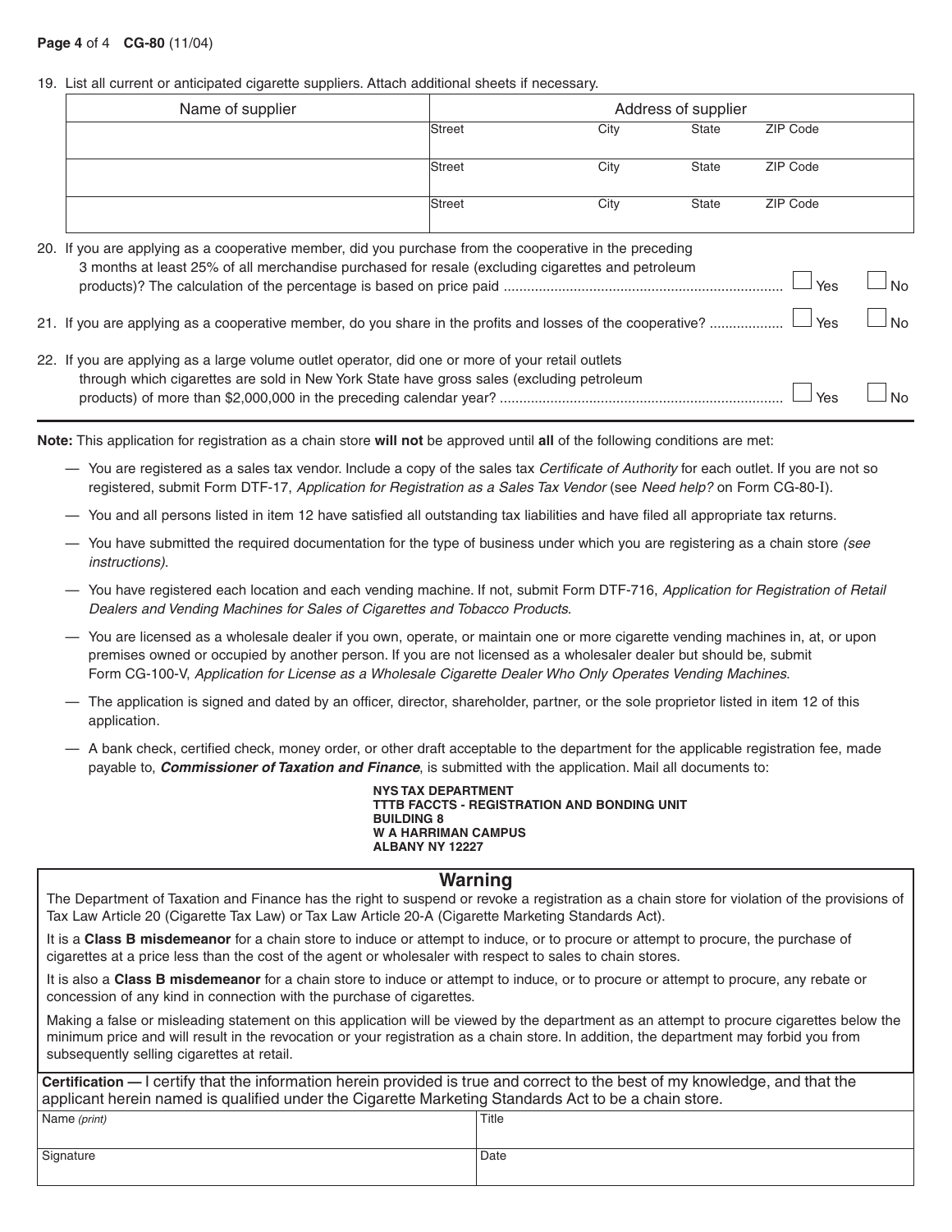19. List all current or anticipated cigarette suppliers. Attach additional sheets if necessary.

| Name of supplier | Address of supplier | | | |
|---|---|---|---|---|
| | Street | City | State | ZIP Code |
| | Street | City | State | ZIP Code |
| | Street | City | State | ZIP Code |

20. If you are applying as a cooperative member, did you purchase from the cooperative in the preceding 3 months at least 25% of all merchandise purchased for resale (excluding cigarettes and petroleum products)? The calculation of the percentage is based on price paid ☐ Yes ☐ No

21. If you are applying as a cooperative member, do you share in the profits and losses of the cooperative? ☐ Yes ☐ No

22. If you are applying as a large volume outlet operator, did one or more of your retail outlets through which cigarettes are sold in New York State have gross sales (excluding petroleum products) of more than $2,000,000 in the preceding calendar year? ☐ Yes ☐ No

**Note:** This application for registration as a chain store **will not** be approved until **all** of the following conditions are met:

— You are registered as a sales tax vendor. Include a copy of the sales tax *Certificate of Authority* for each outlet. If you are not so registered, submit Form DTF-17, *Application for Registration as a Sales Tax Vendor* (see *Need help?* on Form CG-80-I).

— You and all persons listed in item 12 have satisfied all outstanding tax liabilities and have filed all appropriate tax returns.

— You have submitted the required documentation for the type of business under which you are registering as a chain store *(see instructions)*.

— You have registered each location and each vending machine. If not, submit Form DTF-716, *Application for Registration of Retail Dealers and Vending Machines for Sales of Cigarettes and Tobacco Products.*

— You are licensed as a wholesale dealer if you own, operate, or maintain one or more cigarette vending machines in, at, or upon premises owned or occupied by another person. If you are not licensed as a wholesaler dealer but should be, submit Form CG-100-V, *Application for License as a Wholesale Cigarette Dealer Who Only Operates Vending Machines*.

— The application is signed and dated by an officer, director, shareholder, partner, or the sole proprietor listed in item 12 of this application.

— A bank check, certified check, money order, or other draft acceptable to the department for the applicable registration fee, made payable to, ***Commissioner of Taxation and Finance***, is submitted with the application. Mail all documents to:

**NYS TAX DEPARTMENT**
**TTTB FACCTS - REGISTRATION AND BONDING UNIT**
**BUILDING 8**
**W A HARRIMAN CAMPUS**
**ALBANY NY 12227**

## Warning

The Department of Taxation and Finance has the right to suspend or revoke a registration as a chain store for violation of the provisions of Tax Law Article 20 (Cigarette Tax Law) or Tax Law Article 20-A (Cigarette Marketing Standards Act).

It is a **Class B misdemeanor** for a chain store to induce or attempt to induce, or to procure or attempt to procure, the purchase of cigarettes at a price less than the cost of the agent or wholesaler with respect to sales to chain stores.

It is also a **Class B misdemeanor** for a chain store to induce or attempt to induce, or to procure or attempt to procure, any rebate or concession of any kind in connection with the purchase of cigarettes.

Making a false or misleading statement on this application will be viewed by the department as an attempt to procure cigarettes below the minimum price and will result in the revocation or your registration as a chain store. In addition, the department may forbid you from subsequently selling cigarettes at retail.

**Certification —** I certify that the information herein provided is true and correct to the best of my knowledge, and that the applicant herein named is qualified under the Cigarette Marketing Standards Act to be a chain store.

| | |
|---|---|
| Name *(print)* | Title |
| Signature | Date |